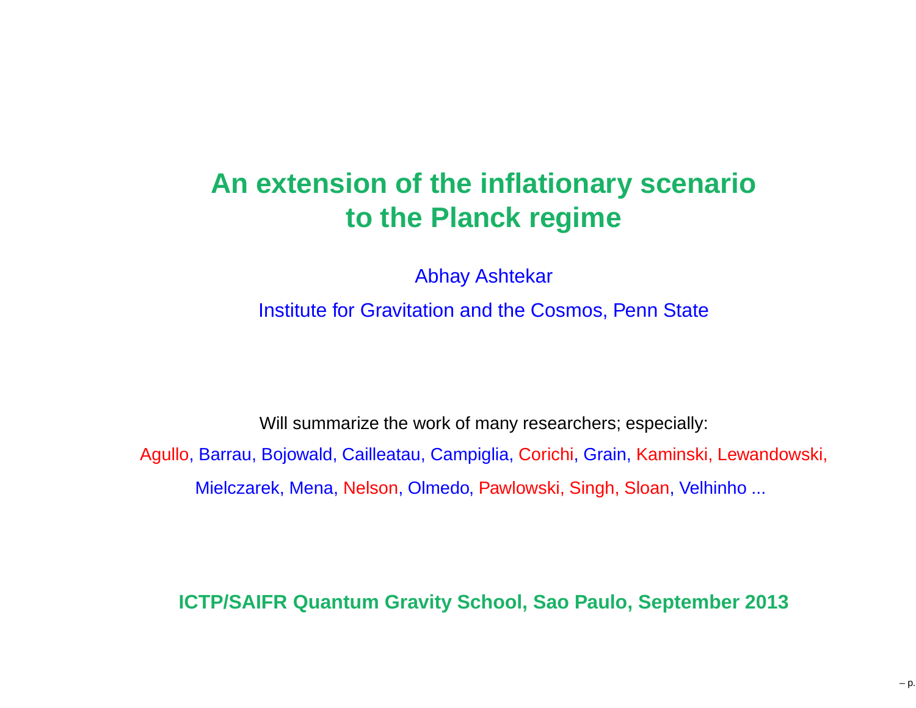# An extension of the inflationary scenario to the Planck regime

Abhay Ashtekar

Institute for Gravitation and the Cosmos, Penn State

Will summarize the work of many researchers; especially:

Agullo, Barrau, Bojowald, Cailleatau, Campiglia, Corichi, Grain, Kaminski, Lewandowski, Mielczarek, Mena, Nelson, Olmedo, Pawlowski, Singh, Sloan, Velhinho ...

**ICTP/SAIFR Quantum Gravity School, Sao Paulo, September 2013**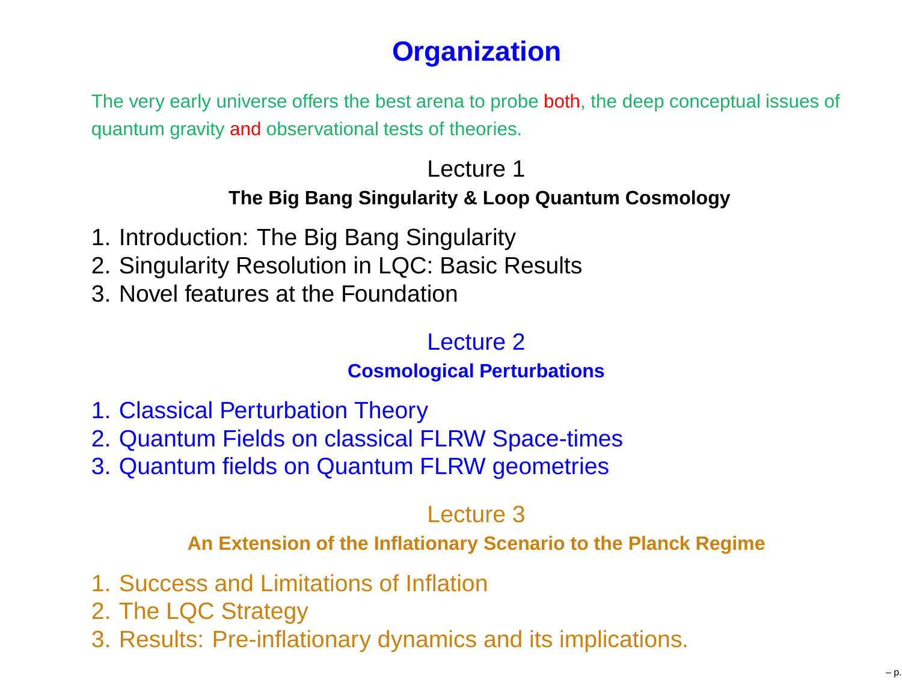# Organization

The very early universe offers the best arena to probe both, the deep conceptual issues of quantum gravity and observational tests of theories.

## Lecture 1

### The Big Bang Singularity & Loop Quantum Cosmology

1. Introduction: The Big Bang Singularity
2. Singularity Resolution in LQC: Basic Results
3. Novel features at the Foundation

## Lecture 2

### Cosmological Perturbations

1. Classical Perturbation Theory
2. Quantum Fields on classical FLRW Space-times
3. Quantum fields on Quantum FLRW geometries

## Lecture 3

### An Extension of the Inflationary Scenario to the Planck Regime

1. Success and Limitations of Inflation
2. The LQC Strategy
3. Results: Pre-inflationary dynamics and its implications.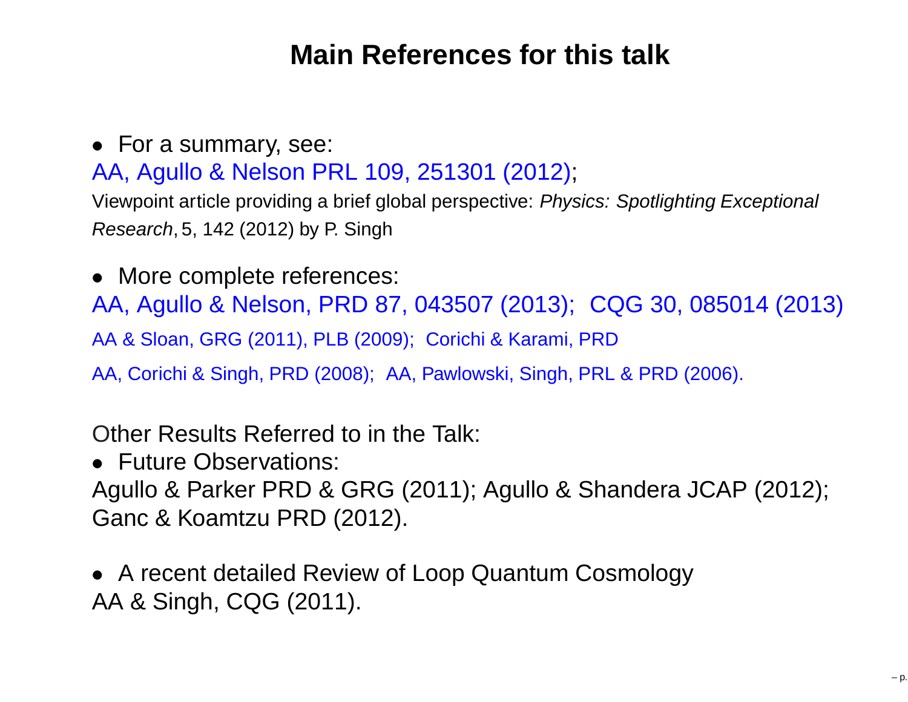# Main References for this talk

- For a summary, see:

AA, Agullo & Nelson PRL 109, 251301 (2012);

Viewpoint article providing a brief global perspective: *Physics: Spotlighting Exceptional Research*, 5, 142 (2012) by P. Singh

- More complete references:

AA, Agullo & Nelson, PRD 87, 043507 (2013); CQG 30, 085014 (2013)

AA & Sloan, GRG (2011), PLB (2009); Corichi & Karami, PRD

AA, Corichi & Singh, PRD (2008); AA, Pawlowski, Singh, PRL & PRD (2006).

Other Results Referred to in the Talk:

- Future Observations:

Agullo & Parker PRD & GRG (2011); Agullo & Shandera JCAP (2012); Ganc & Koamtzu PRD (2012).

- A recent detailed Review of Loop Quantum Cosmology

AA & Singh, CQG (2011).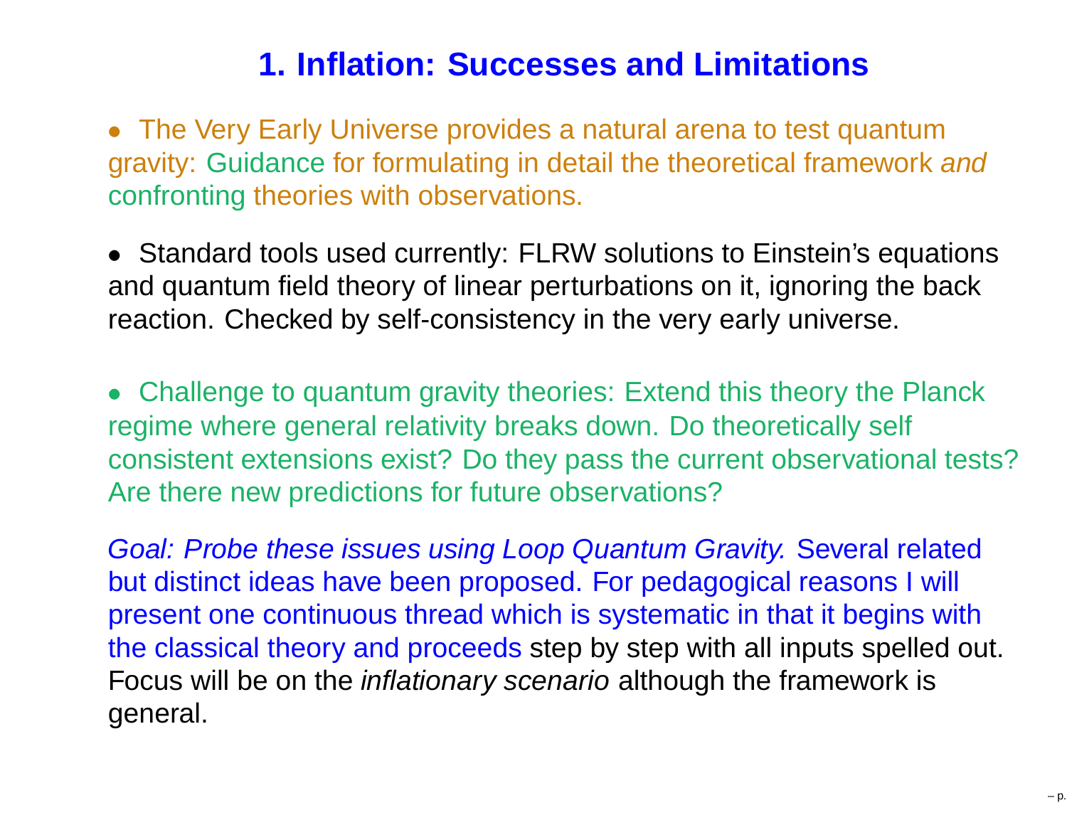# 1. Inflation: Successes and Limitations

- The Very Early Universe provides a natural arena to test quantum gravity: Guidance for formulating in detail the theoretical framework *and* confronting theories with observations.

- Standard tools used currently: FLRW solutions to Einstein's equations and quantum field theory of linear perturbations on it, ignoring the back reaction. Checked by self-consistency in the very early universe.

- Challenge to quantum gravity theories: Extend this theory the Planck regime where general relativity breaks down. Do theoretically self consistent extensions exist? Do they pass the current observational tests? Are there new predictions for future observations?

*Goal: Probe these issues using Loop Quantum Gravity.* Several related but distinct ideas have been proposed. For pedagogical reasons I will present one continuous thread which is systematic in that it begins with the classical theory and proceeds step by step with all inputs spelled out. Focus will be on the *inflationary scenario* although the framework is general.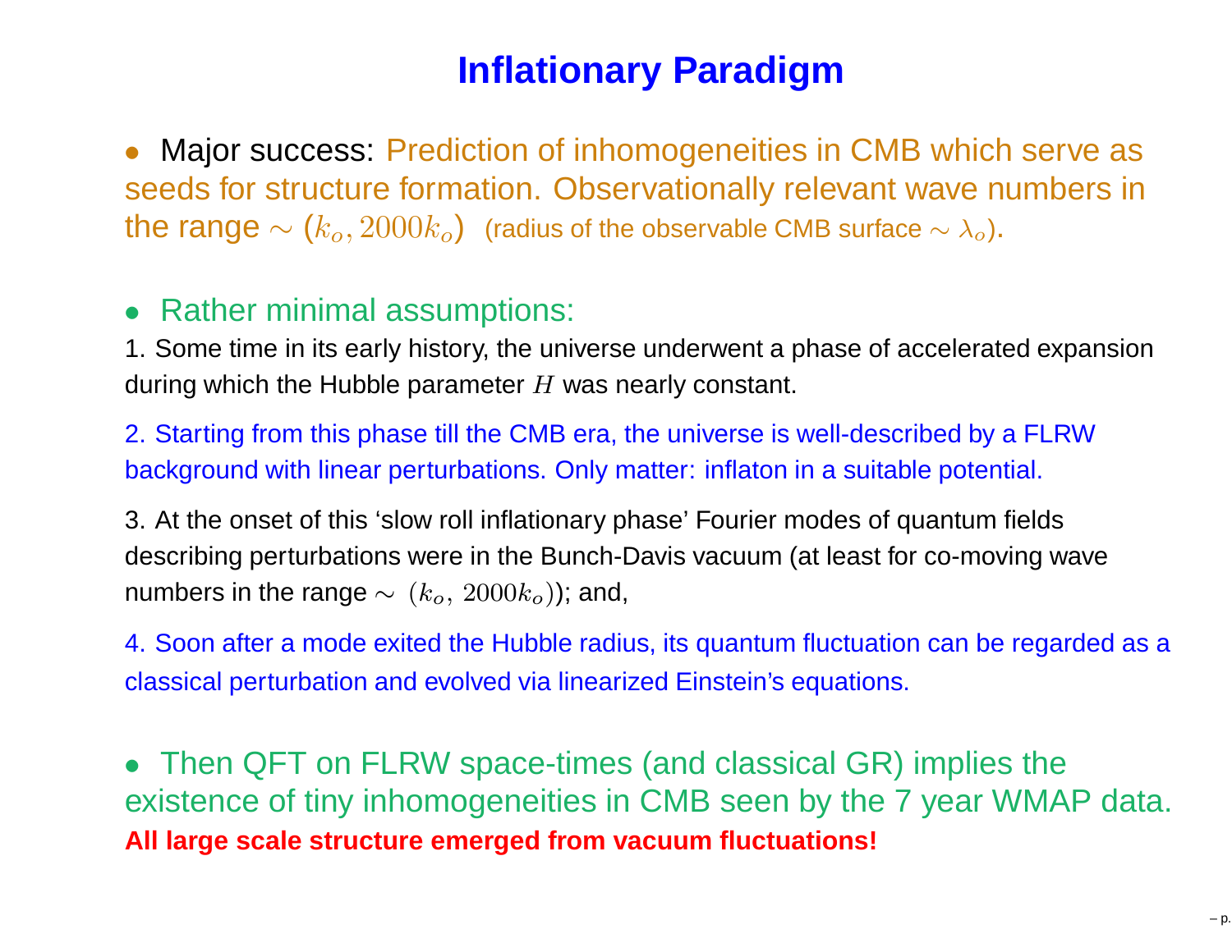# Inflationary Paradigm

- Major success: Prediction of inhomogeneities in CMB which serve as seeds for structure formation. Observationally relevant wave numbers in the range $\sim (k_o, 2000k_o)$ (radius of the observable CMB surface $\sim \lambda_o$).

- Rather minimal assumptions:

1. Some time in its early history, the universe underwent a phase of accelerated expansion during which the Hubble parameter $H$ was nearly constant.

2. Starting from this phase till the CMB era, the universe is well-described by a FLRW background with linear perturbations. Only matter: inflaton in a suitable potential.

3. At the onset of this 'slow roll inflationary phase' Fourier modes of quantum fields describing perturbations were in the Bunch-Davis vacuum (at least for co-moving wave numbers in the range $\sim (k_o, 2000k_o)$); and,

4. Soon after a mode exited the Hubble radius, its quantum fluctuation can be regarded as a classical perturbation and evolved via linearized Einstein's equations.

- Then QFT on FLRW space-times (and classical GR) implies the existence of tiny inhomogeneities in CMB seen by the 7 year WMAP data. **All large scale structure emerged from vacuum fluctuations!**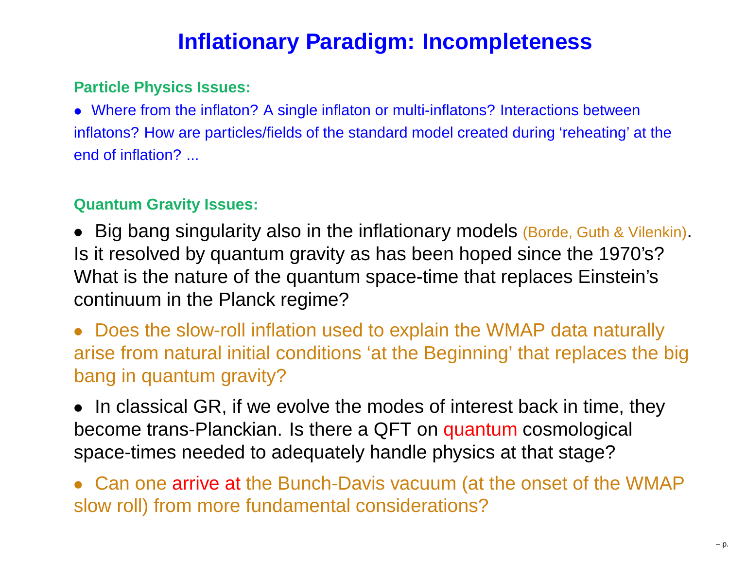# Inflationary Paradigm: Incompleteness

**Particle Physics Issues:**

- Where from the inflaton? A single inflaton or multi-inflatons? Interactions between inflatons? How are particles/fields of the standard model created during ‘reheating’ at the end of inflation? ...

**Quantum Gravity Issues:**

- Big bang singularity also in the inflationary models (Borde, Guth & Vilenkin). Is it resolved by quantum gravity as has been hoped since the 1970’s? What is the nature of the quantum space-time that replaces Einstein’s continuum in the Planck regime?

- Does the slow-roll inflation used to explain the WMAP data naturally arise from natural initial conditions ‘at the Beginning’ that replaces the big bang in quantum gravity?

- In classical GR, if we evolve the modes of interest back in time, they become trans-Planckian. Is there a QFT on quantum cosmological space-times needed to adequately handle physics at that stage?

- Can one arrive at the Bunch-Davis vacuum (at the onset of the WMAP slow roll) from more fundamental considerations?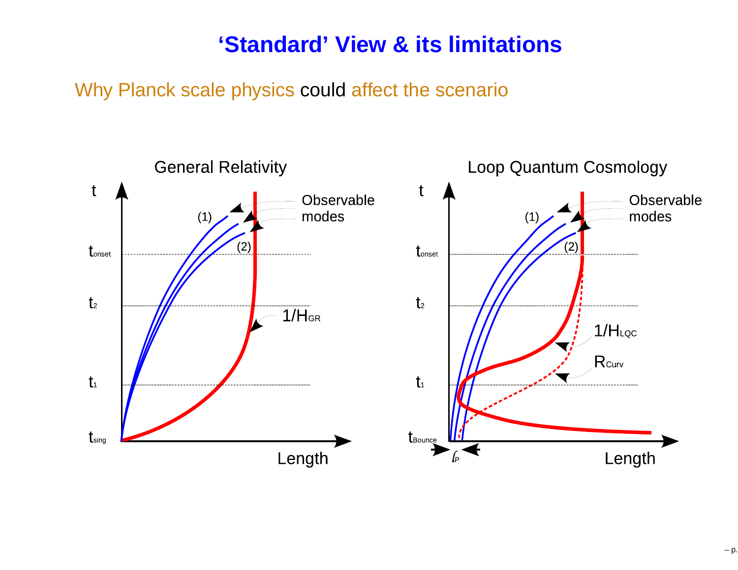# ‘Standard’ View & its limitations

Why Planck scale physics could affect the scenario

General Relativity

t

Observable modes

(1)

(2)

$t_{onset}$

$t_2$

$1/H_{GR}$

$t_1$

$t_{sing}$

Length

Loop Quantum Cosmology

t

Observable modes

(1)

(2)

$t_{onset}$

$t_2$

$1/H_{LQC}$

$R_{Curv}$

$t_1$

$t_{Bounce}$

$\ell_P$

Length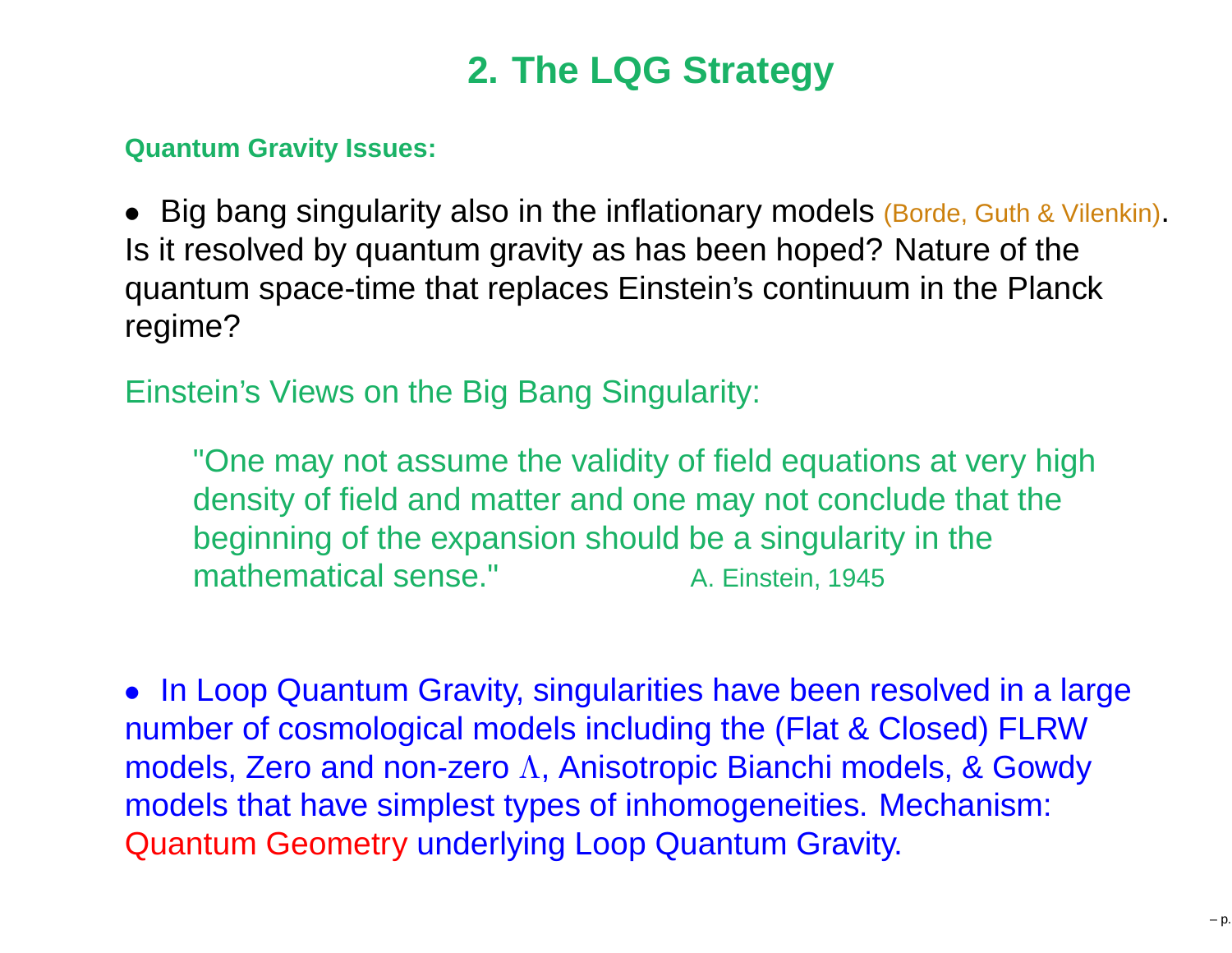# 2. The LQG Strategy

**Quantum Gravity Issues:**

- Big bang singularity also in the inflationary models (Borde, Guth & Vilenkin). Is it resolved by quantum gravity as has been hoped? Nature of the quantum space-time that replaces Einstein's continuum in the Planck regime?

Einstein's Views on the Big Bang Singularity:

> "One may not assume the validity of field equations at very high density of field and matter and one may not conclude that the beginning of the expansion should be a singularity in the mathematical sense." A. Einstein, 1945

- In Loop Quantum Gravity, singularities have been resolved in a large number of cosmological models including the (Flat & Closed) FLRW models, Zero and non-zero $\Lambda$, Anisotropic Bianchi models, & Gowdy models that have simplest types of inhomogeneities. Mechanism: Quantum Geometry underlying Loop Quantum Gravity.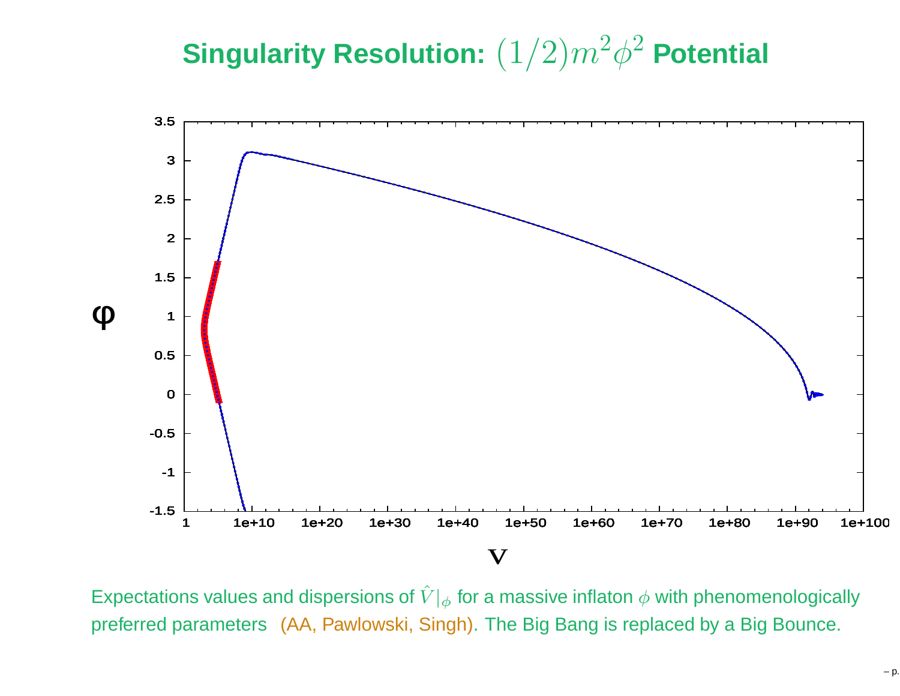# Singularity Resolution: $(1/2)m^2\phi^2$ Potential

Expectations values and dispersions of $\hat{V}|_\phi$ for a massive inflaton $\phi$ with phenomenologically preferred parameters (AA, Pawlowski, Singh). The Big Bang is replaced by a Big Bounce.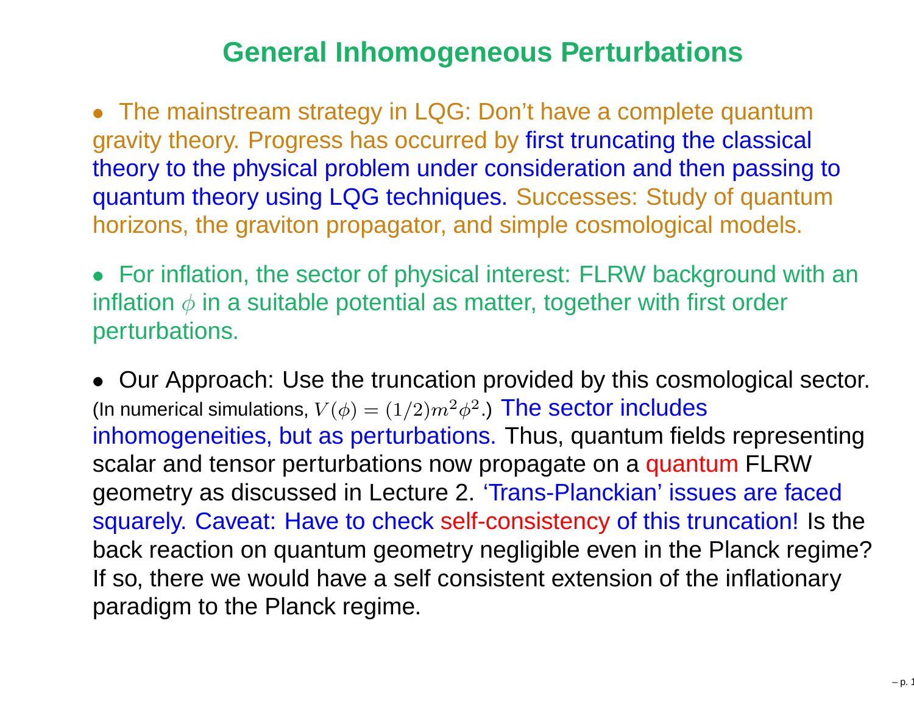# General Inhomogeneous Perturbations

- The mainstream strategy in LQG: Don't have a complete quantum gravity theory. Progress has occurred by first truncating the classical theory to the physical problem under consideration and then passing to quantum theory using LQG techniques. Successes: Study of quantum horizons, the graviton propagator, and simple cosmological models.

- For inflation, the sector of physical interest: FLRW background with an inflation $\phi$ in a suitable potential as matter, together with first order perturbations.

- Our Approach: Use the truncation provided by this cosmological sector. (In numerical simulations, $V(\phi) = (1/2)m^2\phi^2$.) The sector includes inhomogeneities, but as perturbations. Thus, quantum fields representing scalar and tensor perturbations now propagate on a quantum FLRW geometry as discussed in Lecture 2. 'Trans-Planckian' issues are faced squarely. Caveat: Have to check self-consistency of this truncation! Is the back reaction on quantum geometry negligible even in the Planck regime? If so, there we would have a self consistent extension of the inflationary paradigm to the Planck regime.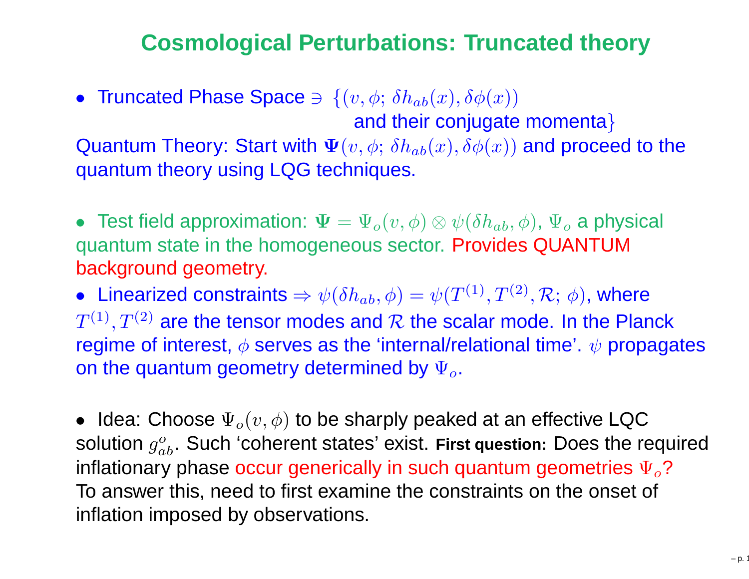# Cosmological Perturbations: Truncated theory

- Truncated Phase Space $\ni$ $\{(v, \phi;\, \delta h_{ab}(x), \delta\phi(x))$ and their conjugate momenta$\}$

Quantum Theory: Start with $\mathbf{\Psi}(v, \phi;\, \delta h_{ab}(x), \delta\phi(x))$ and proceed to the quantum theory using LQG techniques.

- Test field approximation: $\mathbf{\Psi} = \Psi_o(v, \phi) \otimes \psi(\delta h_{ab}, \phi)$, $\Psi_o$ a physical quantum state in the homogeneous sector. Provides QUANTUM background geometry.
- Linearized constraints $\Rightarrow \psi(\delta h_{ab}, \phi) = \psi(T^{(1)}, T^{(2)}, \mathcal{R};\, \phi)$, where $T^{(1)}, T^{(2)}$ are the tensor modes and $\mathcal{R}$ the scalar mode. In the Planck regime of interest, $\phi$ serves as the 'internal/relational time'. $\psi$ propagates on the quantum geometry determined by $\Psi_o$.

- Idea: Choose $\Psi_o(v, \phi)$ to be sharply peaked at an effective LQC solution $g^o_{ab}$. Such 'coherent states' exist. **First question:** Does the required inflationary phase occur generically in such quantum geometries $\Psi_o$? To answer this, need to first examine the constraints on the onset of inflation imposed by observations.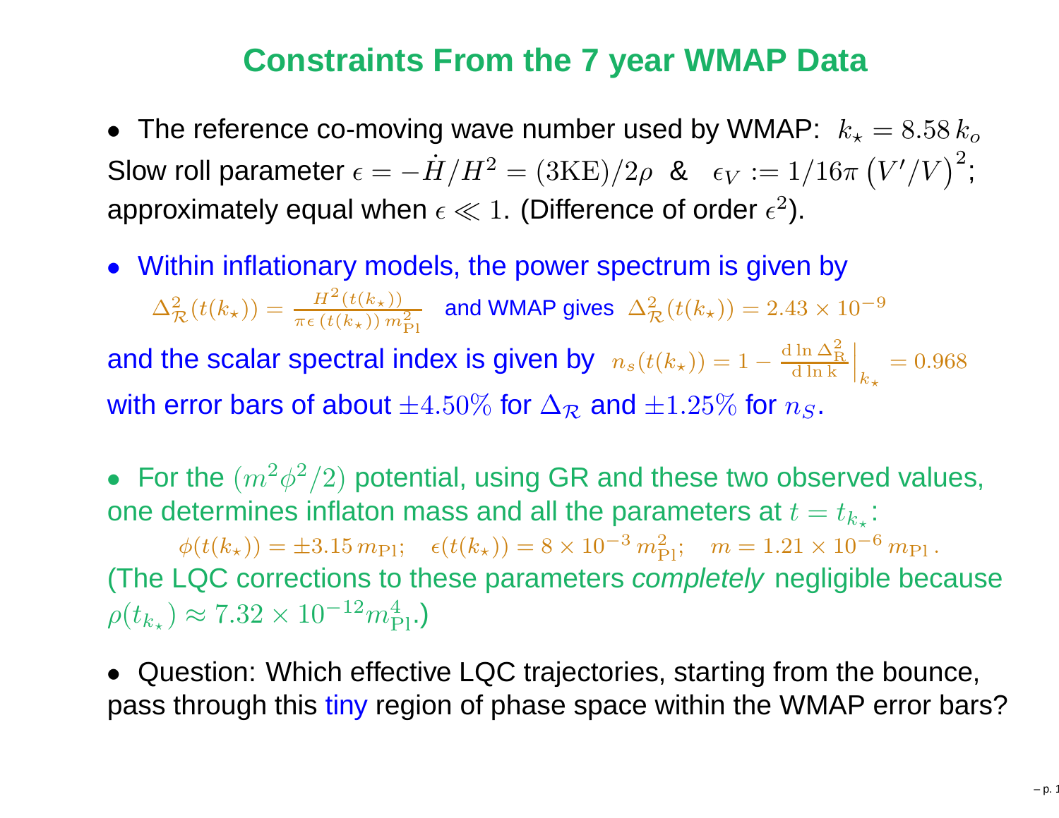# Constraints From the 7 year WMAP Data

- The reference co-moving wave number used by WMAP: $k_\star = 8.58\, k_o$
Slow roll parameter $\epsilon = -\dot{H}/H^2 = (3\mathrm{KE})/2\rho$ & $\epsilon_V := 1/16\pi\, \big(V'/V\big)^2$; approximately equal when $\epsilon \ll 1$. (Difference of order $\epsilon^2$).

- Within inflationary models, the power spectrum is given by
$\Delta^2_{\mathcal{R}}(t(k_\star)) = \frac{H^2(t(k_\star))}{\pi\epsilon\,(t(k_\star))\, m^2_{\mathrm{Pl}}}$ and WMAP gives $\Delta^2_{\mathcal{R}}(t(k_\star)) = 2.43 \times 10^{-9}$
and the scalar spectral index is given by $n_s(t(k_\star)) = 1 - \frac{\mathrm{d}\ln \Delta^2_{\mathrm{R}}}{\mathrm{d}\ln \mathrm{k}}\Big|_{k_\star} = 0.968$
with error bars of about $\pm 4.50\%$ for $\Delta_{\mathcal{R}}$ and $\pm 1.25\%$ for $n_S$.

- For the $(m^2\phi^2/2)$ potential, using GR and these two observed values, one determines inflaton mass and all the parameters at $t = t_{k_\star}$:

$$\phi(t(k_\star)) = \pm 3.15\, m_{\mathrm{Pl}}; \quad \epsilon(t(k_\star)) = 8 \times 10^{-3}\, m^2_{\mathrm{Pl}}; \quad m = 1.21 \times 10^{-6}\, m_{\mathrm{Pl}}\,.$$

(The LQC corrections to these parameters *completely* negligible because $\rho(t_{k_\star}) \approx 7.32 \times 10^{-12} m^4_{\mathrm{Pl}}$.)

- Question: Which effective LQC trajectories, starting from the bounce, pass through this tiny region of phase space within the WMAP error bars?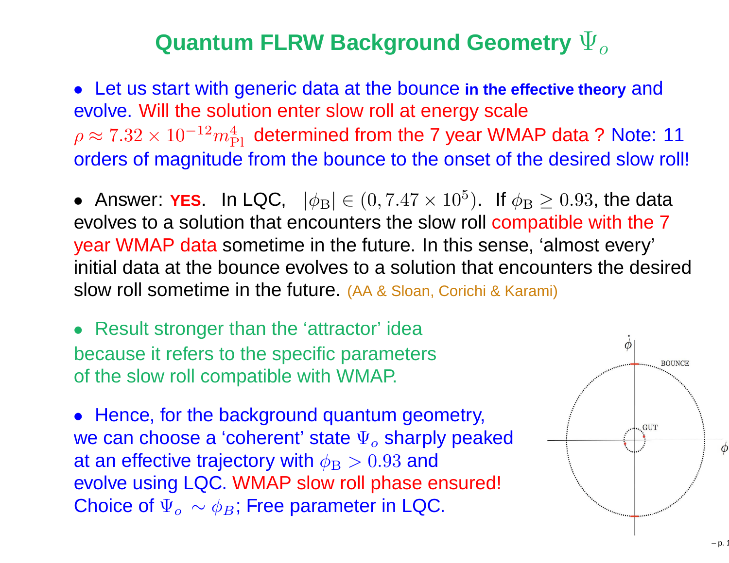# Quantum FLRW Background Geometry $\Psi_o$

- Let us start with generic data at the bounce **in the effective theory** and evolve. Will the solution enter slow roll at energy scale $\rho \approx 7.32 \times 10^{-12} m_{\rm Pl}^4$ determined from the 7 year WMAP data ? Note: 11 orders of magnitude from the bounce to the onset of the desired slow roll!

- Answer: **YES**. In LQC, $|\phi_{\rm B}| \in (0, 7.47 \times 10^5)$. If $\phi_{\rm B} \geq 0.93$, the data evolves to a solution that encounters the slow roll compatible with the 7 year WMAP data sometime in the future. In this sense, 'almost every' initial data at the bounce evolves to a solution that encounters the desired slow roll sometime in the future. (AA & Sloan, Corichi & Karami)

- Result stronger than the 'attractor' idea because it refers to the specific parameters of the slow roll compatible with WMAP.

- Hence, for the background quantum geometry, we can choose a 'coherent' state $\Psi_o$ sharply peaked at an effective trajectory with $\phi_{\rm B} > 0.93$ and evolve using LQC. WMAP slow roll phase ensured! Choice of $\Psi_o \sim \phi_B$; Free parameter in LQC.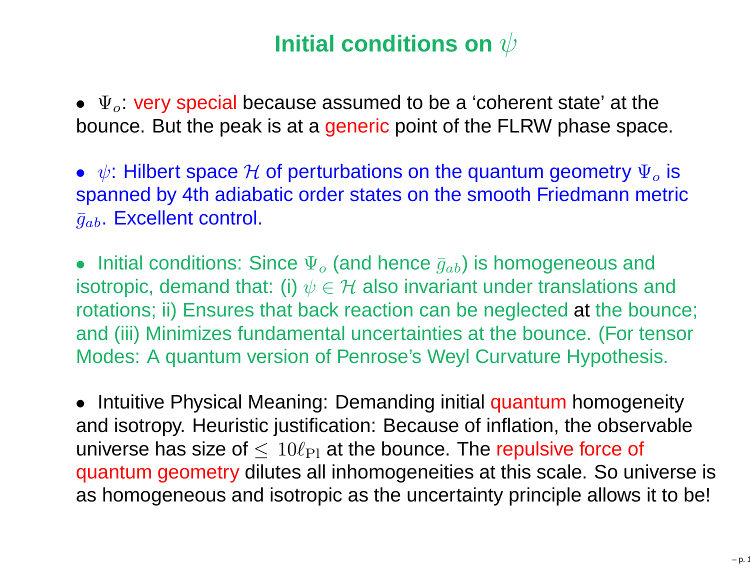# Initial conditions on $\psi$

- $\Psi_o$: very special because assumed to be a 'coherent state' at the bounce. But the peak is at a generic point of the FLRW phase space.

- $\psi$: Hilbert space $\mathcal{H}$ of perturbations on the quantum geometry $\Psi_o$ is spanned by 4th adiabatic order states on the smooth Friedmann metric $\bar{g}_{ab}$. Excellent control.

- Initial conditions: Since $\Psi_o$ (and hence $\bar{g}_{ab}$) is homogeneous and isotropic, demand that: (i) $\psi \in \mathcal{H}$ also invariant under translations and rotations; ii) Ensures that back reaction can be neglected at the bounce; and (iii) Minimizes fundamental uncertainties at the bounce. (For tensor Modes: A quantum version of Penrose's Weyl Curvature Hypothesis.

- Intuitive Physical Meaning: Demanding initial quantum homogeneity and isotropy. Heuristic justification: Because of inflation, the observable universe has size of $\leq 10\ell_{\rm Pl}$ at the bounce. The repulsive force of quantum geometry dilutes all inhomogeneities at this scale. So universe is as homogeneous and isotropic as the uncertainty principle allows it to be!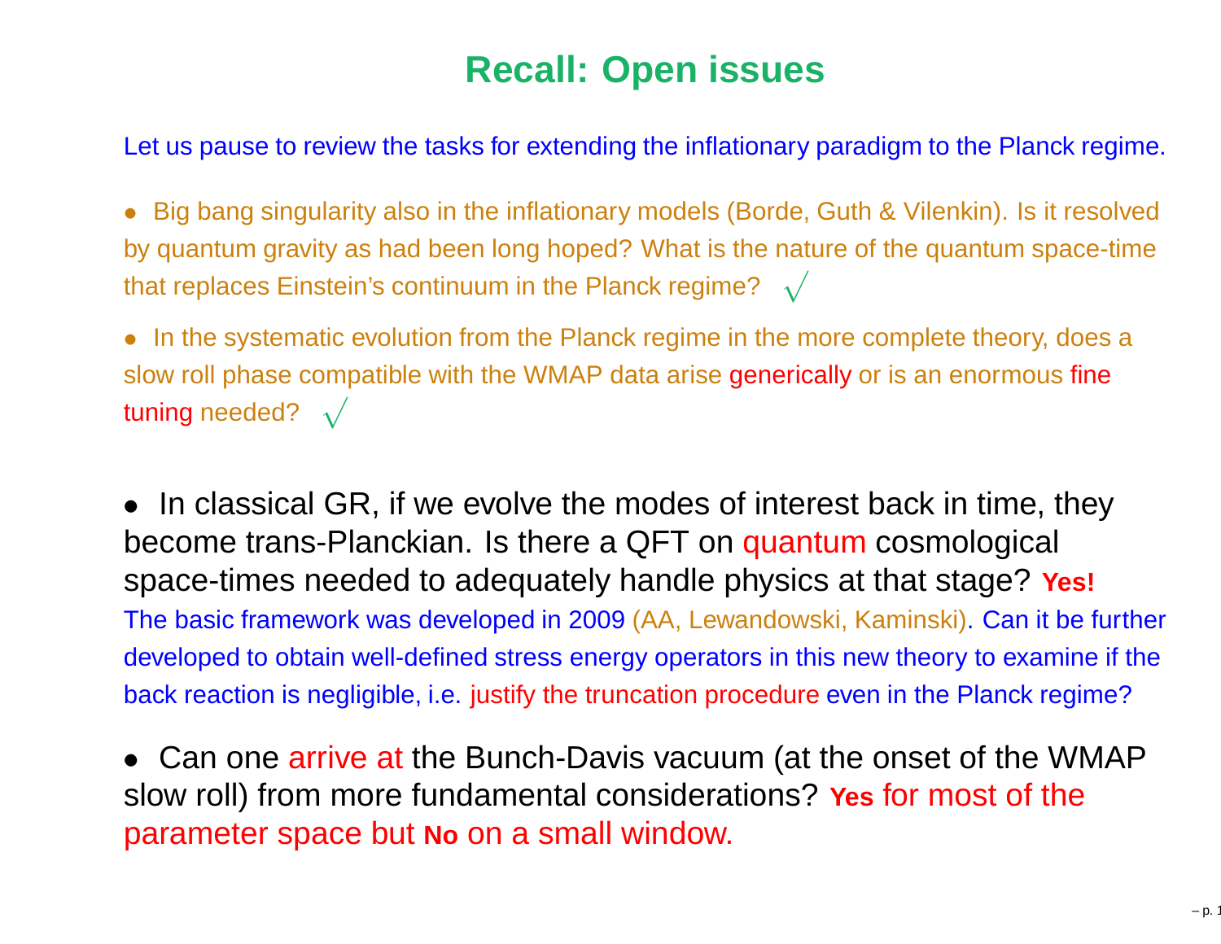# Recall: Open issues

Let us pause to review the tasks for extending the inflationary paradigm to the Planck regime.

- Big bang singularity also in the inflationary models (Borde, Guth & Vilenkin). Is it resolved by quantum gravity as had been long hoped? What is the nature of the quantum space-time that replaces Einstein's continuum in the Planck regime? $\surd$

- In the systematic evolution from the Planck regime in the more complete theory, does a slow roll phase compatible with the WMAP data arise generically or is an enormous fine tuning needed? $\surd$

- In classical GR, if we evolve the modes of interest back in time, they become trans-Planckian. Is there a QFT on quantum cosmological space-times needed to adequately handle physics at that stage? **Yes!** The basic framework was developed in 2009 (AA, Lewandowski, Kaminski). Can it be further developed to obtain well-defined stress energy operators in this new theory to examine if the back reaction is negligible, i.e. justify the truncation procedure even in the Planck regime?

- Can one arrive at the Bunch-Davis vacuum (at the onset of the WMAP slow roll) from more fundamental considerations? **Yes** for most of the parameter space but **No** on a small window.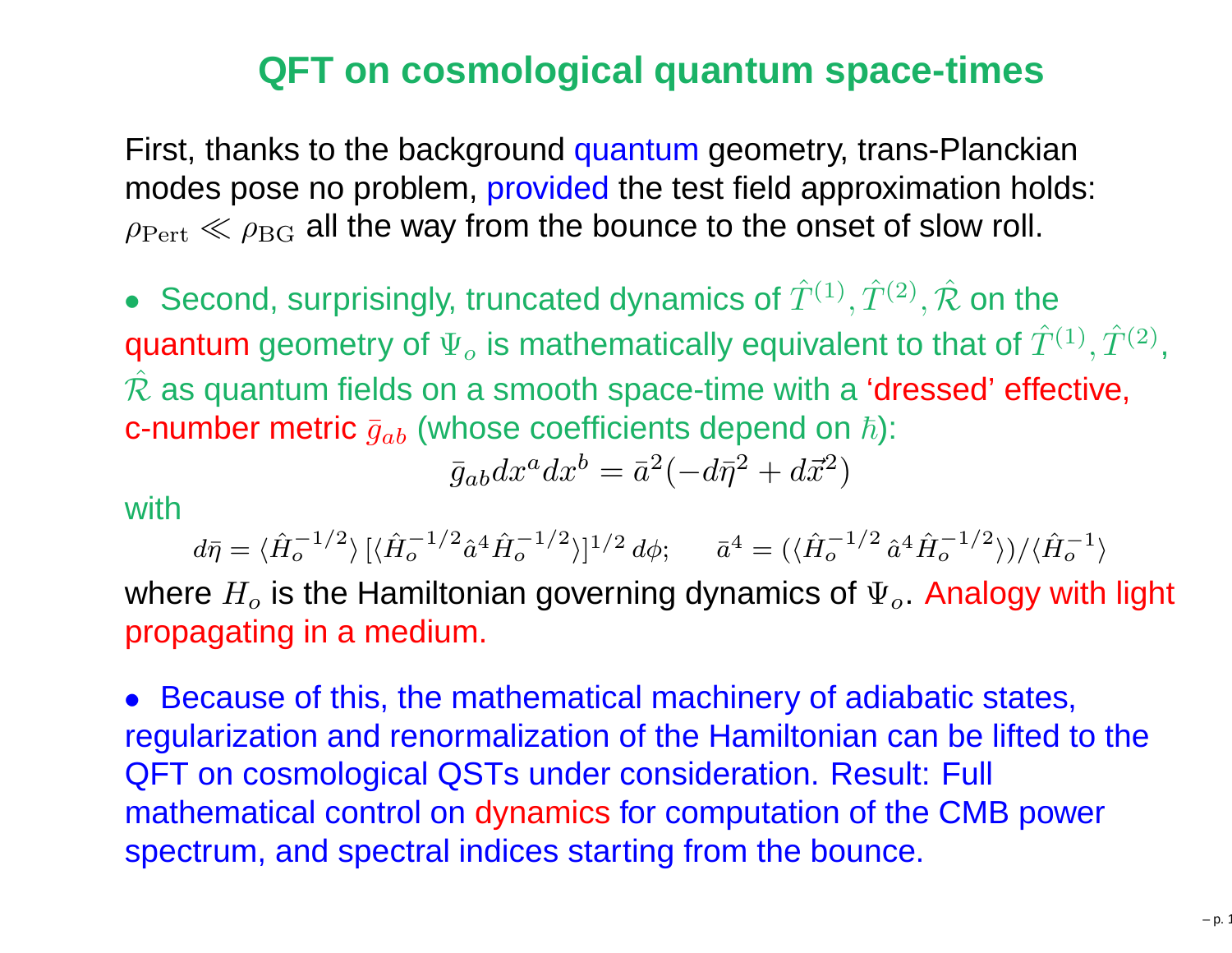# QFT on cosmological quantum space-times

First, thanks to the background quantum geometry, trans-Planckian modes pose no problem, provided the test field approximation holds: $\rho_{\rm Pert} \ll \rho_{\rm BG}$ all the way from the bounce to the onset of slow roll.

- Second, surprisingly, truncated dynamics of $\hat{T}^{(1)}, \hat{T}^{(2)}, \hat{\mathcal{R}}$ on the quantum geometry of $\Psi_o$ is mathematically equivalent to that of $\hat{T}^{(1)}, \hat{T}^{(2)}$, $\hat{\mathcal{R}}$ as quantum fields on a smooth space-time with a 'dressed' effective, c-number metric $\bar{g}_{ab}$ (whose coefficients depend on $\hbar$):

$$\bar{g}_{ab} dx^a dx^b = \bar{a}^2 (-d\bar{\eta}^2 + d\vec{x}^2)$$

with

$$d\bar{\eta} = \langle \hat{H}_o^{-1/2} \rangle \, [\langle \hat{H}_o^{-1/2} \hat{a}^4 \hat{H}_o^{-1/2} \rangle]^{1/2} \, d\phi; \qquad \bar{a}^4 = (\langle \hat{H}_o^{-1/2} \, \hat{a}^4 \, \hat{H}_o^{-1/2} \rangle)/\langle \hat{H}_o^{-1} \rangle$$

where $H_o$ is the Hamiltonian governing dynamics of $\Psi_o$. Analogy with light propagating in a medium.

- Because of this, the mathematical machinery of adiabatic states, regularization and renormalization of the Hamiltonian can be lifted to the QFT on cosmological QSTs under consideration. Result: Full mathematical control on dynamics for computation of the CMB power spectrum, and spectral indices starting from the bounce.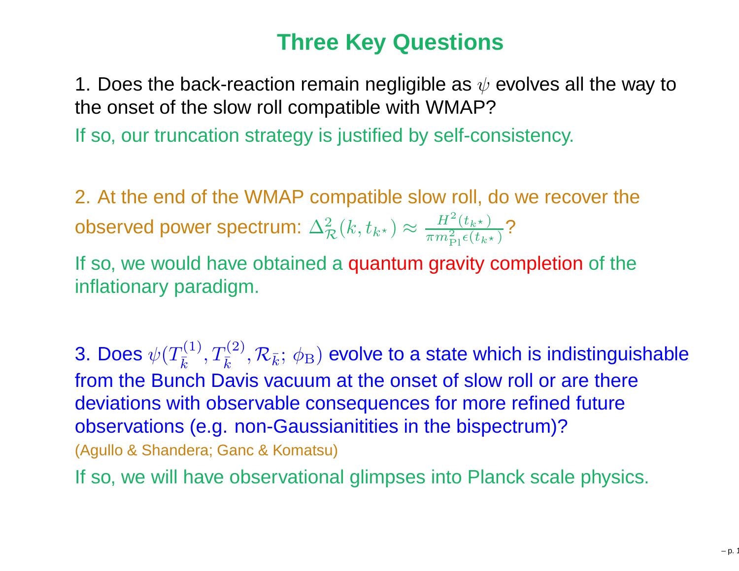# Three Key Questions

1. Does the back-reaction remain negligible as $\psi$ evolves all the way to the onset of the slow roll compatible with WMAP?

If so, our truncation strategy is justified by self-consistency.

2. At the end of the WMAP compatible slow roll, do we recover the observed power spectrum: $\Delta^2_{\mathcal{R}}(k, t_{k^\star}) \approx \frac{H^2(t_{k^\star})}{\pi m^2_{\rm Pl}\epsilon(t_{k^\star})}$?

If so, we would have obtained a quantum gravity completion of the inflationary paradigm.

3. Does $\psi(T^{(1)}_{\bar{k}}, T^{(2)}_{\bar{k}}, \mathcal{R}_{\bar{k}};\, \phi_{\rm B})$ evolve to a state which is indistinguishable from the Bunch Davis vacuum at the onset of slow roll or are there deviations with observable consequences for more refined future observations (e.g. non-Gaussianitities in the bispectrum)?
(Agullo & Shandera; Ganc & Komatsu)

If so, we will have observational glimpses into Planck scale physics.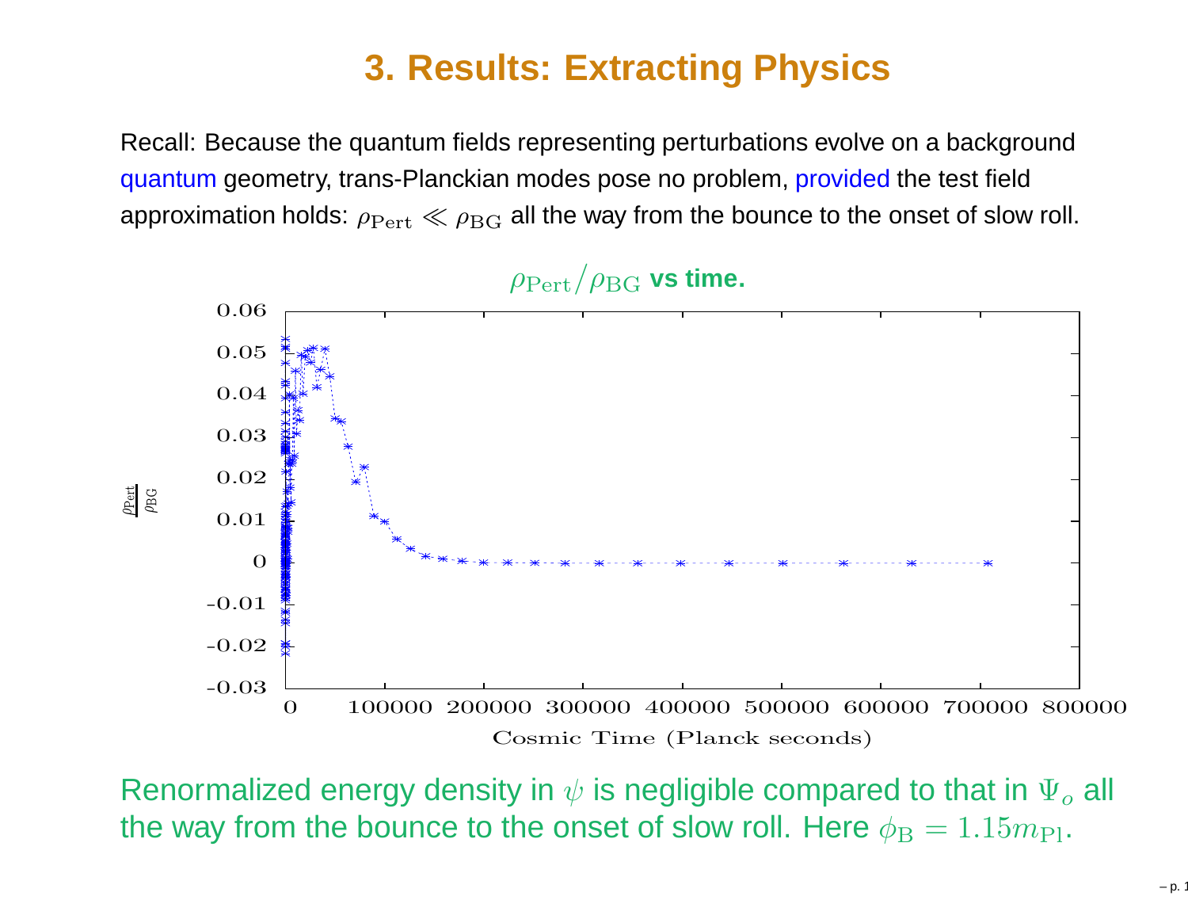## 3. Results: Extracting Physics

Recall: Because the quantum fields representing perturbations evolve on a background quantum geometry, trans-Planckian modes pose no problem, provided the test field approximation holds: $\rho_{\rm Pert} \ll \rho_{\rm BG}$ all the way from the bounce to the onset of slow roll.

$\rho_{\rm Pert}/\rho_{\rm BG}$ **vs time.**

Renormalized energy density in $\psi$ is negligible compared to that in $\Psi_o$ all the way from the bounce to the onset of slow roll. Here $\phi_{\rm B} = 1.15 m_{\rm Pl}$.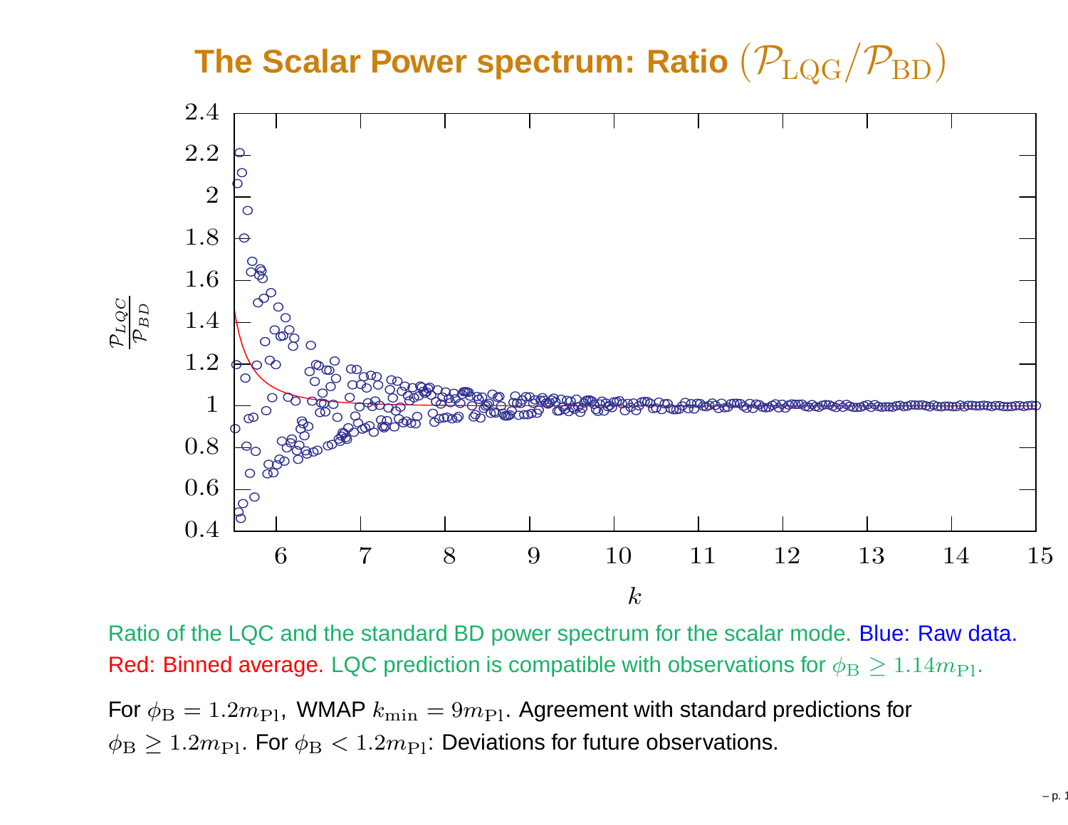# The Scalar Power spectrum: Ratio $(\mathcal{P}_{\rm LQG}/\mathcal{P}_{\rm BD})$

Ratio of the LQC and the standard BD power spectrum for the scalar mode. Blue: Raw data. Red: Binned average. LQC prediction is compatible with observations for $\phi_{\rm B} \geq 1.14 m_{\rm Pl}$.

For $\phi_{\rm B} = 1.2 m_{\rm Pl}$, WMAP $k_{\rm min} = 9 m_{\rm Pl}$. Agreement with standard predictions for $\phi_{\rm B} \geq 1.2 m_{\rm Pl}$. For $\phi_{\rm B} < 1.2 m_{\rm Pl}$: Deviations for future observations.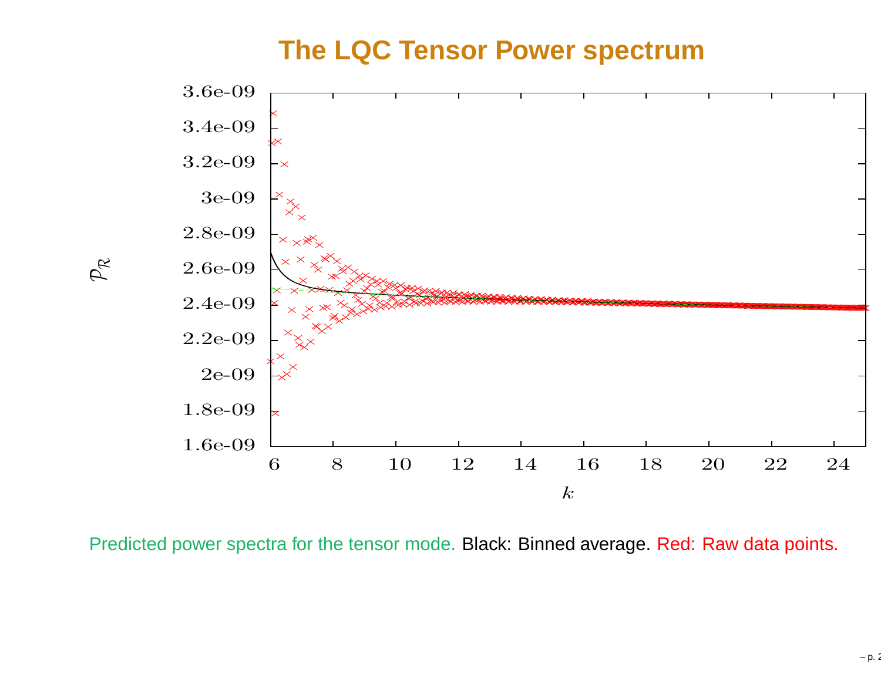# The LQC Tensor Power spectrum

Predicted power spectra for the tensor mode. Black: Binned average. Red: Raw data points.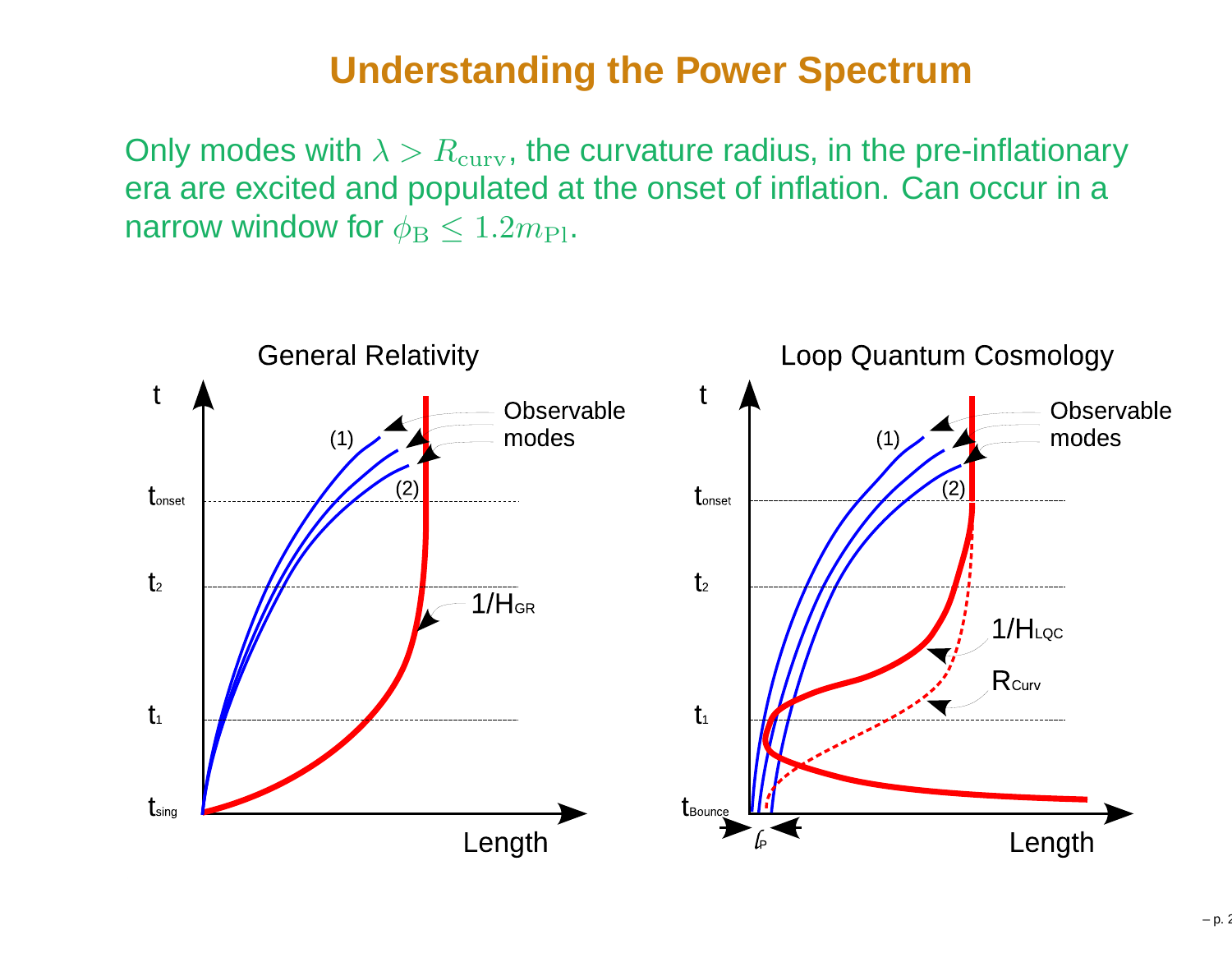# Understanding the Power Spectrum

Only modes with $\lambda > R_{\rm curv}$, the curvature radius, in the pre-inflationary era are excited and populated at the onset of inflation. Can occur in a narrow window for $\phi_{\rm B} \leq 1.2 m_{\rm Pl}$.

General Relativity

Loop Quantum Cosmology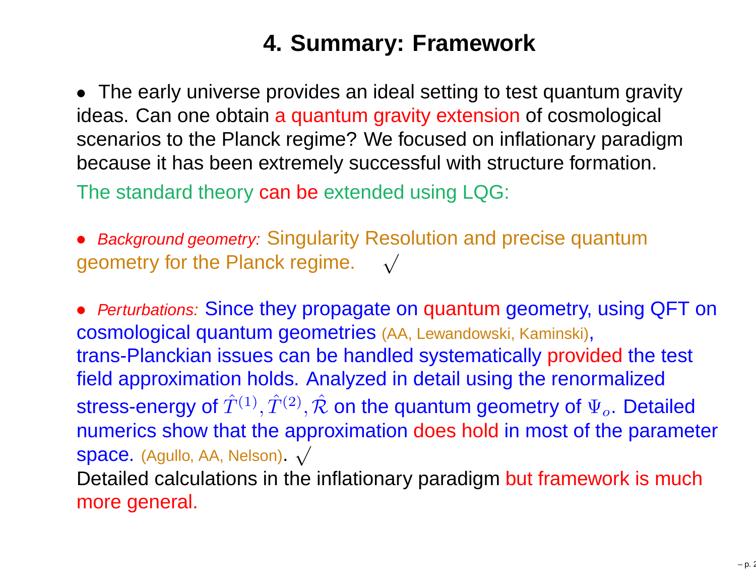# 4. Summary: Framework

• The early universe provides an ideal setting to test quantum gravity ideas. Can one obtain a quantum gravity extension of cosmological scenarios to the Planck regime? We focused on inflationary paradigm because it has been extremely successful with structure formation.

The standard theory can be extended using LQG:

• *Background geometry:* Singularity Resolution and precise quantum geometry for the Planck regime. $\surd$

• *Perturbations:* Since they propagate on quantum geometry, using QFT on cosmological quantum geometries (AA, Lewandowski, Kaminski), trans-Planckian issues can be handled systematically provided the test field approximation holds. Analyzed in detail using the renormalized stress-energy of $\hat{T}^{(1)}, \hat{T}^{(2)}, \hat{\mathcal{R}}$ on the quantum geometry of $\Psi_o$. Detailed numerics show that the approximation does hold in most of the parameter space. (Agullo, AA, Nelson). $\surd$

Detailed calculations in the inflationary paradigm but framework is much more general.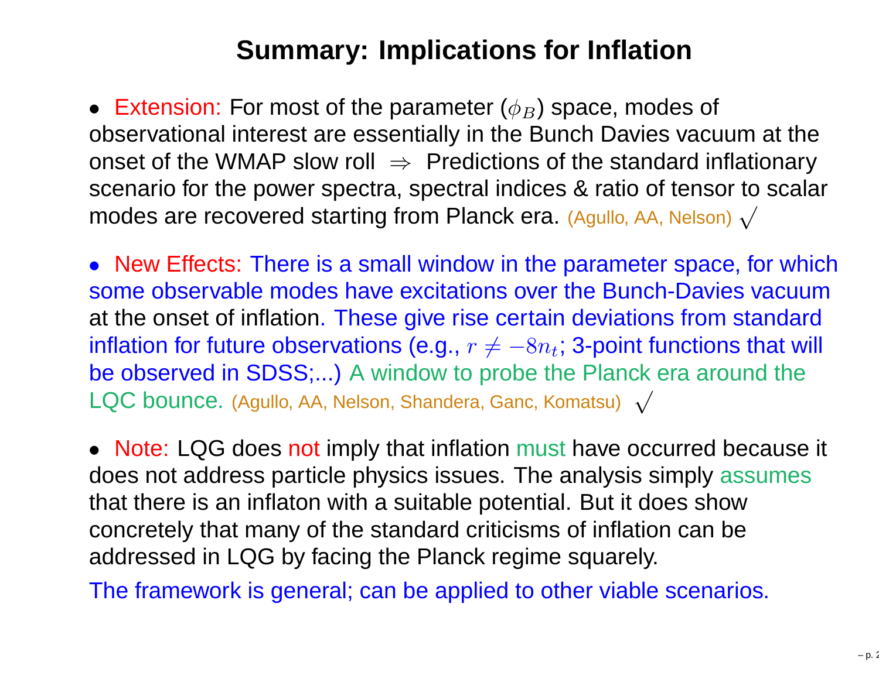# Summary: Implications for Inflation

- Extension: For most of the parameter ($\phi_B$) space, modes of observational interest are essentially in the Bunch Davies vacuum at the onset of the WMAP slow roll $\Rightarrow$ Predictions of the standard inflationary scenario for the power spectra, spectral indices & ratio of tensor to scalar modes are recovered starting from Planck era. (Agullo, AA, Nelson) $\surd$

- New Effects: There is a small window in the parameter space, for which some observable modes have excitations over the Bunch-Davies vacuum at the onset of inflation. These give rise certain deviations from standard inflation for future observations (e.g., $r \neq -8n_t$; 3-point functions that will be observed in SDSS;...) A window to probe the Planck era around the LQC bounce. (Agullo, AA, Nelson, Shandera, Ganc, Komatsu) $\surd$

- Note: LQG does not imply that inflation must have occurred because it does not address particle physics issues. The analysis simply assumes that there is an inflaton with a suitable potential. But it does show concretely that many of the standard criticisms of inflation can be addressed in LQG by facing the Planck regime squarely.

The framework is general; can be applied to other viable scenarios.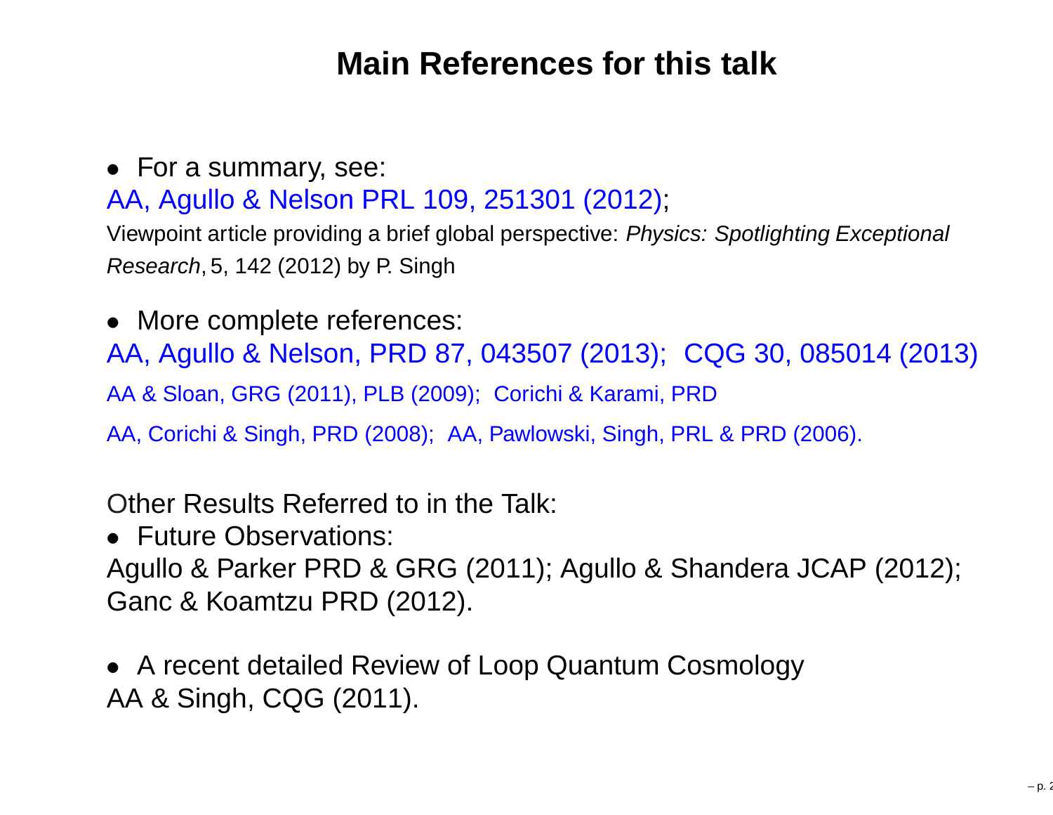# Main References for this talk

- For a summary, see:

AA, Agullo & Nelson PRL 109, 251301 (2012);

Viewpoint article providing a brief global perspective: *Physics: Spotlighting Exceptional Research*, 5, 142 (2012) by P. Singh

- More complete references:

AA, Agullo & Nelson, PRD 87, 043507 (2013); CQG 30, 085014 (2013)

AA & Sloan, GRG (2011), PLB (2009); Corichi & Karami, PRD

AA, Corichi & Singh, PRD (2008); AA, Pawlowski, Singh, PRL & PRD (2006).

Other Results Referred to in the Talk:

- Future Observations:

Agullo & Parker PRD & GRG (2011); Agullo & Shandera JCAP (2012); Ganc & Koamtzu PRD (2012).

- A recent detailed Review of Loop Quantum Cosmology

AA & Singh, CQG (2011).